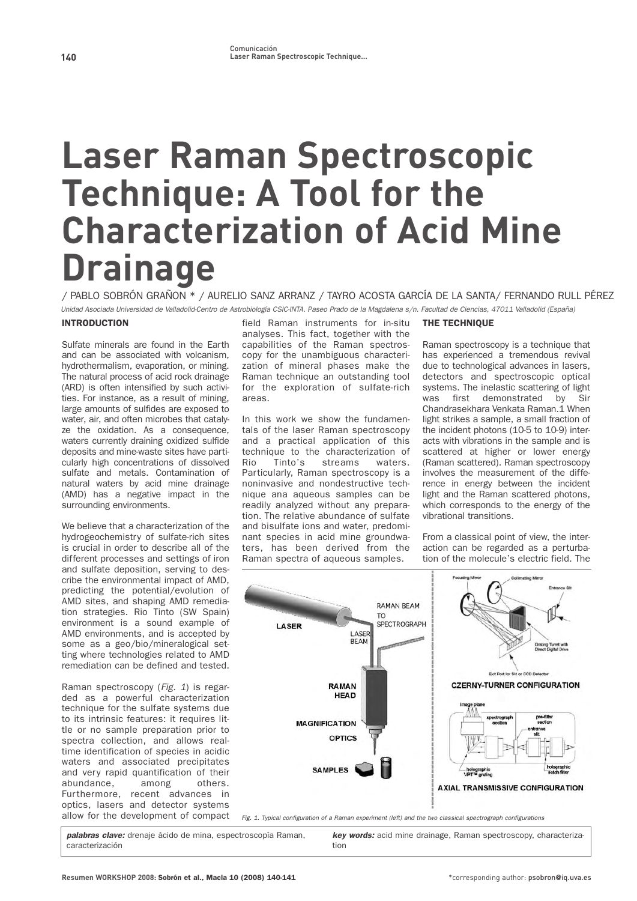# Laser Raman Spectroscopic Technique: A Tool for the Characterization of Acid Mine Drainage

/ PABLO SOBRÓN GRAÑON * / AURELIO SANZ ARRANZ / TAYRO ACOSTA GARCÍA DE LA SANTA/ FERNANDO RULL PÉREZ

*Unidad Asociada Universidad de Valladolid-Centro de Astrobiología CSIC-INTA. Paseo Prado de la Magdalena s/n. Facultad de Ciencias, 47011 Valladolid (España)*

## INTRODUCTION

Sulfate minerals are found in the Earth and can be associated with volcanism, hydrothermalism, evaporation, or mining. The natural process of acid rock drainage (ARD) is often intensified by such activities. For instance, as a result of mining, large amounts of sulfides are exposed to water, air, and often microbes that catalyze the oxidation. As a consequence, waters currently draining oxidized sulfide deposits and mine-waste sites have particularly high concentrations of dissolved sulfate and metals. Contamination of natural waters by acid mine drainage (AMD) has a negative impact in the surrounding environments.

We believe that a characterization of the hydrogeochemistry of sulfate-rich sites is crucial in order to describe all of the different processes and settings of iron and sulfate deposition, serving to describe the environmental impact of AMD, predicting the potential/evolution of AMD sites, and shaping AMD remediation strategies. Rio Tinto (SW Spain) environment is a sound example of AMD environments, and is accepted by some as a geo/bio/mineralogical setting where technologies related to AMD remediation can be defined and tested.

Raman spectroscopy (*Fig. 1*) is regarded as a powerful characterization technique for the sulfate systems due to its intrinsic features: it requires little or no sample preparation prior to spectra collection, and allows real-time identification of species in acidic waters and associated precipitates and very rapid quantification of their abundance, among others. Furthermore, recent advances in optics, lasers and detector systems allow for the development of compact field Raman instruments for in-situ analyses. This fact, together with the capabilities of the Raman spectroscopy for the unambiguous characterization of mineral phases make the Raman technique an outstanding tool for the exploration of sulfate-rich areas.

In this work we show the fundamentals of the laser Raman spectroscopy and a practical application of this technique to the characterization of Rio Tinto's streams waters. Particularly, Raman spectroscopy is a noninvasive and nondestructive technique ana aqueous samples can be readily analyzed without any preparation. The relative abundance of sulfate and bisulfate ions and water, predominant species in acid mine groundwaters, has been derived from the Raman spectra of aqueous samples.

## THE TECHNIQUE

Raman spectroscopy is a technique that has experienced a tremendous revival due to technological advances in lasers, detectors and spectroscopic optical systems. The inelastic scattering of light was first demonstrated by Sir Chandrasekhara Venkata Raman.1 When light strikes a sample, a small fraction of the incident photons (10-5 to 10-9) interacts with vibrations in the sample and is scattered at higher or lower energy (Raman scattered). Raman spectroscopy involves the measurement of the difference in energy between the incident light and the Raman scattered photons, which corresponds to the energy of the vibrational transitions.

From a classical point of view, the interaction can be regarded as a perturbation of the molecule's electric field. The

LASER
LASER BEAM
RAMAN BEAM TO SPECTROGRAPH
RAMAN HEAD
MAGNIFICATION OPTICS
SAMPLES

Focusing Mirror
Collimating Mirror
Entrance Slit
Grating Turret with Direct Digital Drive
Exit Port for Slit or CCD Detector
CZERNY-TURNER CONFIGURATION

Image plane
spectrograph section
pre-filter section
entrance slit
holographic VPT™ grating
holographic notch filter
AXIAL TRANSMISSIVE CONFIGURATION

*Fig. 1. Typical configuration of a Raman experiment (left) and the two classical spectrograph configurations*

***palabras clave:*** drenaje ácido de mina, espectroscopía Raman, caracterización

***key words:*** acid mine drainage, Raman spectroscopy, characterization

*corresponding author: psobron@iq.uva.es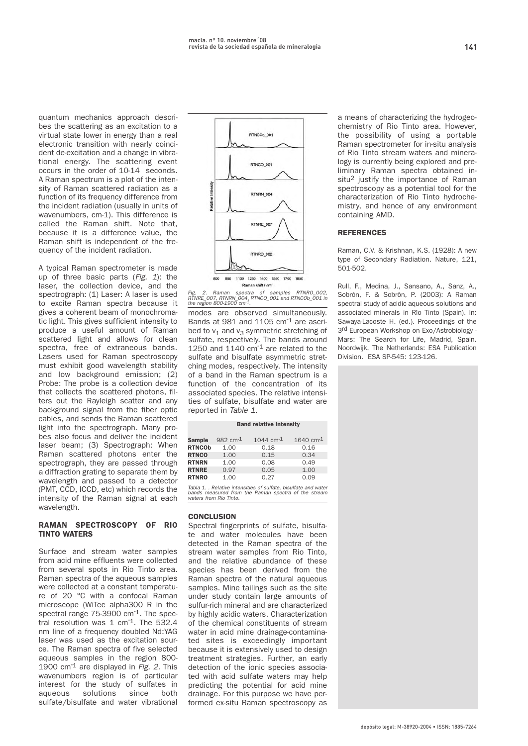quantum mechanics approach describes the scattering as an excitation to a virtual state lower in energy than a real electronic transition with nearly coincident de-excitation and a change in vibrational energy. The scattering event occurs in the order of 10-14 seconds. A Raman spectrum is a plot of the intensity of Raman scattered radiation as a function of its frequency difference from the incident radiation (usually in units of wavenumbers, cm-1). This difference is called the Raman shift. Note that, because it is a difference value, the Raman shift is independent of the frequency of the incident radiation.

A typical Raman spectrometer is made up of three basic parts (*Fig. 1*): the laser, the collection device, and the spectrograph: (1) Laser: A laser is used to excite Raman spectra because it gives a coherent beam of monochromatic light. This gives sufficient intensity to produce a useful amount of Raman scattered light and allows for clean spectra, free of extraneous bands. Lasers used for Raman spectroscopy must exhibit good wavelength stability and low background emission; (2) Probe: The probe is a collection device that collects the scattered photons, filters out the Rayleigh scatter and any background signal from the fiber optic cables, and sends the Raman scattered light into the spectrograph. Many probes also focus and deliver the incident laser beam; (3) Spectrograph: When Raman scattered photons enter the spectrograph, they are passed through a diffraction grating to separate them by wavelength and passed to a detector (PMT, CCD, ICCD, etc) which records the intensity of the Raman signal at each wavelength.

## RAMAN SPECTROSCOPY OF RIO TINTO WATERS

Surface and stream water samples from acid mine effluents were collected from several spots in Rio Tinto area. Raman spectra of the aqueous samples were collected at a constant temperature of 20 °C with a confocal Raman microscope (WiTec alpha300 R in the spectral range 75-3900 $cm^{-1}$. The spectral resolution was 1 $cm^{-1}$. The 532.4 nm line of a frequency doubled Nd:YAG laser was used as the excitation source. The Raman spectra of five selected aqueous samples in the region 800-1900 $cm^{-1}$ are displayed in *Fig. 2*. This wavenumbers region is of particular interest for the study of sulfates in aqueous solutions since both sulfate/bisulfate and water vibrational modes are observed simultaneously. Bands at 981 and 1105 $cm^{-1}$ are ascribed to $v_1$ and $v_3$ symmetric stretching of sulfate, respectively. The bands around 1250 and 1140 $cm^{-1}$ are related to the sulfate and bisulfate asymmetric stretching modes, respectively. The intensity of a band in the Raman spectrum is a function of the concentration of its associated species. The relative intensities of sulfate, bisulfate and water are reported in *Table 1*.

RTNCOb_001
RTNCO_001
RTNRN_004
RTNRE_007
RTNRO_002
Relative Intensity
800 950 1100 1250 1400 1550 1700 1850
Raman shift / cm⁻¹

*Fig. 2. Raman spectra of samples RTNRO_002, RTNRE_007, RTNRN_004, RTNCO_001 and RTNCOb_001 in the region 800-1900 $cm^{-1}$.*

| | Band relative intensity | | |
|---|---|---|---|
| **Sample** | 982 $cm^{-1}$ | 1044 $cm^{-1}$ | 1640 $cm^{-1}$ |
| **RTNCOb** | 1.00 | 0.18 | 0.16 |
| **RTNCO** | 1.00 | 0.15 | 0.34 |
| **RTNRN** | 1.00 | 0.08 | 0.49 |
| **RTNRE** | 0.97 | 0.05 | 1.00 |
| **RTNRO** | 1.00 | 0.27 | 0.09 |

*Tabla 1. . Relative intensities of sulfate, bisulfate and water bands measured from the Raman spectra of the stream waters from Rio Tinto.*

## CONCLUSION

Spectral fingerprints of sulfate, bisulfate and water molecules have been detected in the Raman spectra of the stream water samples from Rio Tinto, and the relative abundance of these species has been derived from the Raman spectra of the natural aqueous samples. Mine tailings such as the site under study contain large amounts of sulfur-rich mineral and are characterized by highly acidic waters. Characterization of the chemical constituents of stream water in acid mine drainage-contaminated sites is exceedingly important because it is extensively used to design treatment strategies. Further, an early detection of the ionic species associated with acid sulfate waters may help predicting the potential for acid mine drainage. For this purpose we have performed ex-situ Raman spectroscopy as a means of characterizing the hydrogeochemistry of Rio Tinto area. However, the possibility of using a portable Raman spectrometer for in-situ analysis of Rio Tinto stream waters and mineralogy is currently being explored and preliminary Raman spectra obtained in-situ[2] justify the importance of Raman spectroscopy as a potential tool for the characterization of Rio Tinto hydrochemistry, and hence of any environment containing AMD.

## REFERENCES

Raman, C.V. & Krishnan, K.S. (1928): A new type of Secondary Radiation. Nature, 121, 501-502.

Rull, F., Medina, J., Sansano, A., Sanz, A., Sobrón, F. & Sobrón, P. (2003): A Raman spectral study of acidic aqueous solutions and associated minerals in Río Tinto (Spain). In: Sawaya-Lacoste H. (ed.). Proceedings of the 3rd European Workshop on Exo/Astrobiology - Mars: The Search for Life, Madrid, Spain. Noordwijk, The Netherlands: ESA Publication Division. ESA SP-545: 123-126.